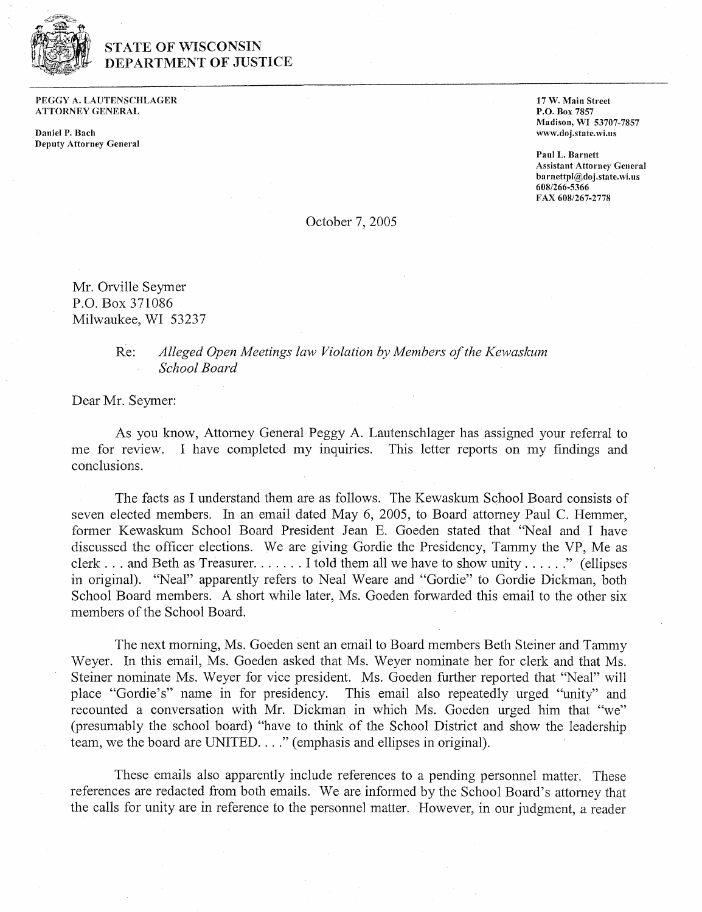**STATE OF WISCONSIN**
**DEPARTMENT OF JUSTICE**

**PEGGY A. LAUTENSCHLAGER**
**ATTORNEY GENERAL**

**Daniel P. Bach**
**Deputy Attorney General**

**17 W. Main Street**
**P.O. Box 7857**
**Madison, WI 53707-7857**
**www.doj.state.wi.us**

**Paul L. Barnett**
**Assistant Attorney General**
**barnettpl@doj.state.wi.us**
**608/266-5366**
**FAX 608/267-2778**

October 7, 2005

Mr. Orville Seymer
P.O. Box 371086
Milwaukee, WI 53237

Re: *Alleged Open Meetings law Violation by Members of the Kewaskum School Board*

Dear Mr. Seymer:

As you know, Attorney General Peggy A. Lautenschlager has assigned your referral to me for review. I have completed my inquiries. This letter reports on my findings and conclusions.

The facts as I understand them are as follows. The Kewaskum School Board consists of seven elected members. In an email dated May 6, 2005, to Board attorney Paul C. Hemmer, former Kewaskum School Board President Jean E. Goeden stated that "Neal and I have discussed the officer elections. We are giving Gordie the Presidency, Tammy the VP, Me as clerk . . . and Beth as Treasurer. . . . . . . I told them all we have to show unity . . . . . ." (ellipses in original). "Neal" apparently refers to Neal Weare and "Gordie" to Gordie Dickman, both School Board members. A short while later, Ms. Goeden forwarded this email to the other six members of the School Board.

The next morning, Ms. Goeden sent an email to Board members Beth Steiner and Tammy Weyer. In this email, Ms. Goeden asked that Ms. Weyer nominate her for clerk and that Ms. Steiner nominate Ms. Weyer for vice president. Ms. Goeden further reported that "Neal" will place "Gordie's" name in for presidency. This email also repeatedly urged "unity" and recounted a conversation with Mr. Dickman in which Ms. Goeden urged him that "we" (presumably the school board) "have to think of the School District and show the leadership team, we the board are UNITED. . . ." (emphasis and ellipses in original).

These emails also apparently include references to a pending personnel matter. These references are redacted from both emails. We are informed by the School Board's attorney that the calls for unity are in reference to the personnel matter. However, in our judgment, a reader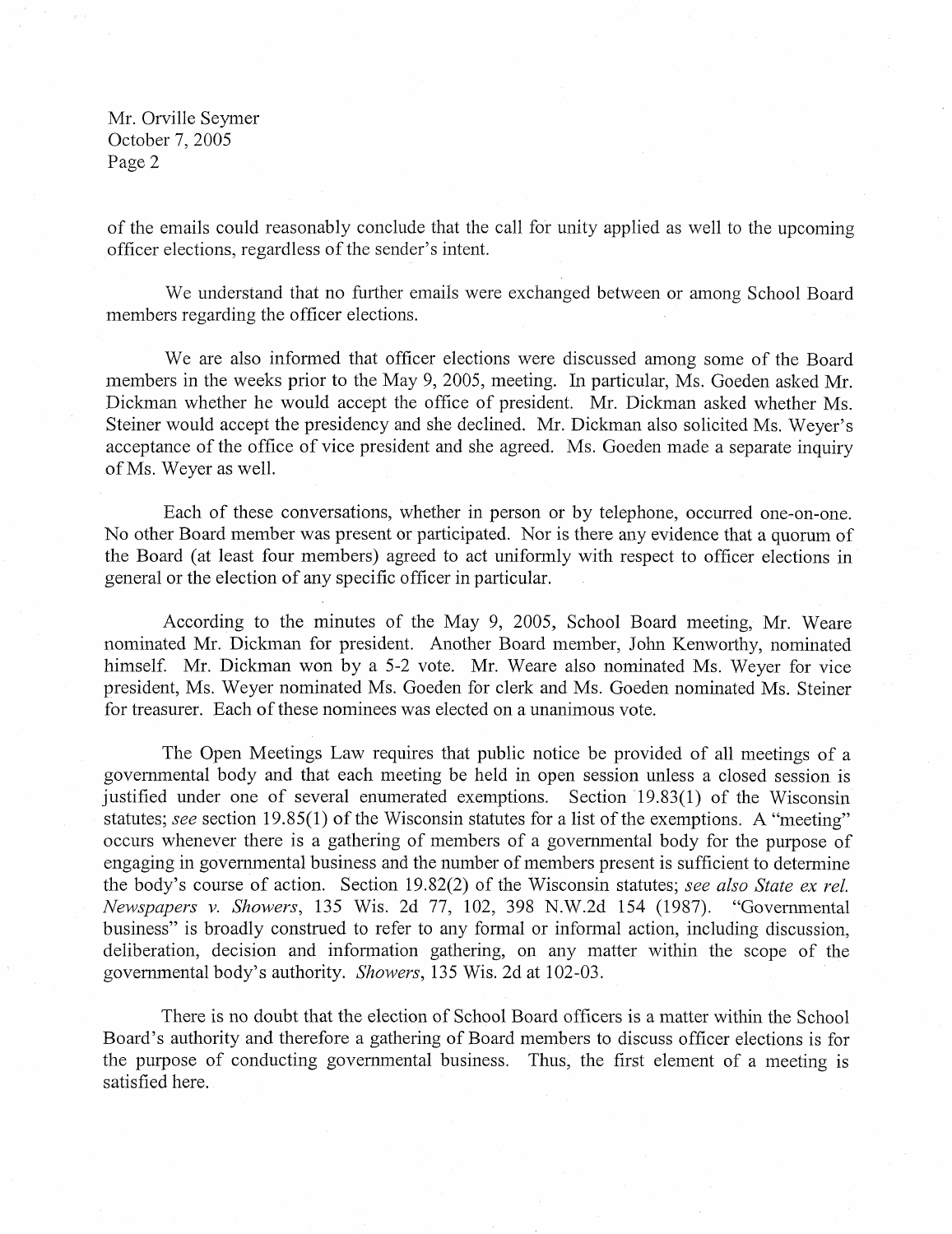of the emails could reasonably conclude that the call for unity applied as well to the upcoming officer elections, regardless of the sender's intent.

We understand that no further emails were exchanged between or among School Board members regarding the officer elections.

We are also informed that officer elections were discussed among some of the Board members in the weeks prior to the May 9, 2005, meeting. In particular, Ms. Goeden asked Mr. Dickman whether he would accept the office of president. Mr. Dickman asked whether Ms. Steiner would accept the presidency and she declined. Mr. Dickman also solicited Ms. Weyer's acceptance of the office of vice president and she agreed. Ms. Goeden made a separate inquiry of Ms. Weyer as well.

Each of these conversations, whether in person or by telephone, occurred one-on-one. No other Board member was present or participated. Nor is there any evidence that a quorum of the Board (at least four members) agreed to act uniformly with respect to officer elections in general or the election of any specific officer in particular.

According to the minutes of the May 9, 2005, School Board meeting, Mr. Weare nominated Mr. Dickman for president. Another Board member, John Kenworthy, nominated himself. Mr. Dickman won by a 5-2 vote. Mr. Weare also nominated Ms. Weyer for vice president, Ms. Weyer nominated Ms. Goeden for clerk and Ms. Goeden nominated Ms. Steiner for treasurer. Each of these nominees was elected on a unanimous vote.

The Open Meetings Law requires that public notice be provided of all meetings of a governmental body and that each meeting be held in open session unless a closed session is justified under one of several enumerated exemptions. Section 19.83(1) of the Wisconsin statutes; *see* section 19.85(1) of the Wisconsin statutes for a list of the exemptions. A "meeting" occurs whenever there is a gathering of members of a governmental body for the purpose of engaging in governmental business and the number of members present is sufficient to determine the body's course of action. Section 19.82(2) of the Wisconsin statutes; *see also State ex rel. Newspapers v. Showers*, 135 Wis. 2d 77, 102, 398 N.W.2d 154 (1987). "Governmental business" is broadly construed to refer to any formal or informal action, including discussion, deliberation, decision and information gathering, on any matter within the scope of the governmental body's authority. *Showers*, 135 Wis. 2d at 102-03.

There is no doubt that the election of School Board officers is a matter within the School Board's authority and therefore a gathering of Board members to discuss officer elections is for the purpose of conducting governmental business. Thus, the first element of a meeting is satisfied here.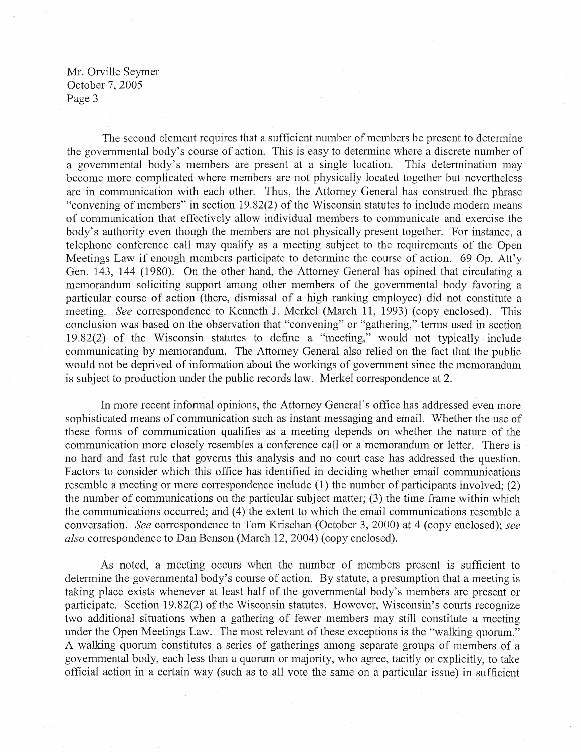The second element requires that a sufficient number of members be present to determine the governmental body's course of action. This is easy to determine where a discrete number of a governmental body's members are present at a single location. This determination may become more complicated where members are not physically located together but nevertheless are in communication with each other. Thus, the Attorney General has construed the phrase "convening of members" in section 19.82(2) of the Wisconsin statutes to include modern means of communication that effectively allow individual members to communicate and exercise the body's authority even though the members are not physically present together. For instance, a telephone conference call may qualify as a meeting subject to the requirements of the Open Meetings Law if enough members participate to determine the course of action. 69 Op. Att'y Gen. 143, 144 (1980). On the other hand, the Attorney General has opined that circulating a memorandum soliciting support among other members of the governmental body favoring a particular course of action (there, dismissal of a high ranking employee) did not constitute a meeting. *See* correspondence to Kenneth J. Merkel (March 11, 1993) (copy enclosed). This conclusion was based on the observation that "convening" or "gathering," terms used in section 19.82(2) of the Wisconsin statutes to define a "meeting," would not typically include communicating by memorandum. The Attorney General also relied on the fact that the public would not be deprived of information about the workings of government since the memorandum is subject to production under the public records law. Merkel correspondence at 2.

In more recent informal opinions, the Attorney General's office has addressed even more sophisticated means of communication such as instant messaging and email. Whether the use of these forms of communication qualifies as a meeting depends on whether the nature of the communication more closely resembles a conference call or a memorandum or letter. There is no hard and fast rule that governs this analysis and no court case has addressed the question. Factors to consider which this office has identified in deciding whether email communications resemble a meeting or mere correspondence include (1) the number of participants involved; (2) the number of communications on the particular subject matter; (3) the time frame within which the communications occurred; and (4) the extent to which the email communications resemble a conversation. *See* correspondence to Tom Krischan (October 3, 2000) at 4 (copy enclosed); *see also* correspondence to Dan Benson (March 12, 2004) (copy enclosed).

As noted, a meeting occurs when the number of members present is sufficient to determine the governmental body's course of action. By statute, a presumption that a meeting is taking place exists whenever at least half of the governmental body's members are present or participate. Section 19.82(2) of the Wisconsin statutes. However, Wisconsin's courts recognize two additional situations when a gathering of fewer members may still constitute a meeting under the Open Meetings Law. The most relevant of these exceptions is the "walking quorum." A walking quorum constitutes a series of gatherings among separate groups of members of a governmental body, each less than a quorum or majority, who agree, tacitly or explicitly, to take official action in a certain way (such as to all vote the same on a particular issue) in sufficient